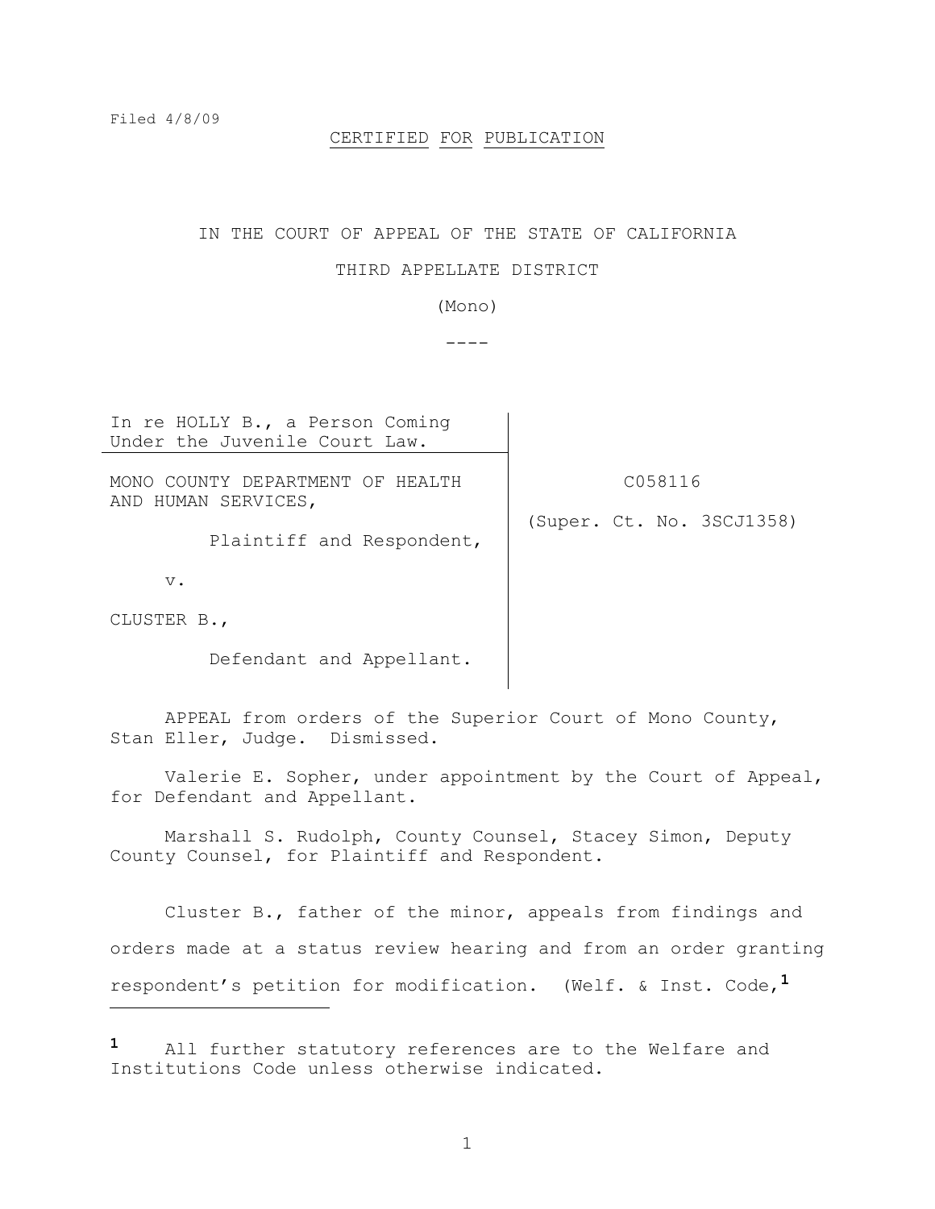Filed 4/8/09

CERTIFIED FOR PUBLICATION

IN THE COURT OF APPEAL OF THE STATE OF CALIFORNIA

THIRD APPELLATE DISTRICT

(Mono)

----

| | |
|---|---|
| In re HOLLY B., a Person Coming Under the Juvenile Court Law. | |
| MONO COUNTY DEPARTMENT OF HEALTH AND HUMAN SERVICES,<br><br>Plaintiff and Respondent,<br><br>v.<br><br>CLUSTER B.,<br><br>Defendant and Appellant. | C058116<br><br>(Super. Ct. No. 3SCJ1358) |

APPEAL from orders of the Superior Court of Mono County, Stan Eller, Judge. Dismissed.

Valerie E. Sopher, under appointment by the Court of Appeal, for Defendant and Appellant.

Marshall S. Rudolph, County Counsel, Stacey Simon, Deputy County Counsel, for Plaintiff and Respondent.

Cluster B., father of the minor, appeals from findings and orders made at a status review hearing and from an order granting respondent's petition for modification. (Welf. & Inst. Code,[1]

[1] All further statutory references are to the Welfare and Institutions Code unless otherwise indicated.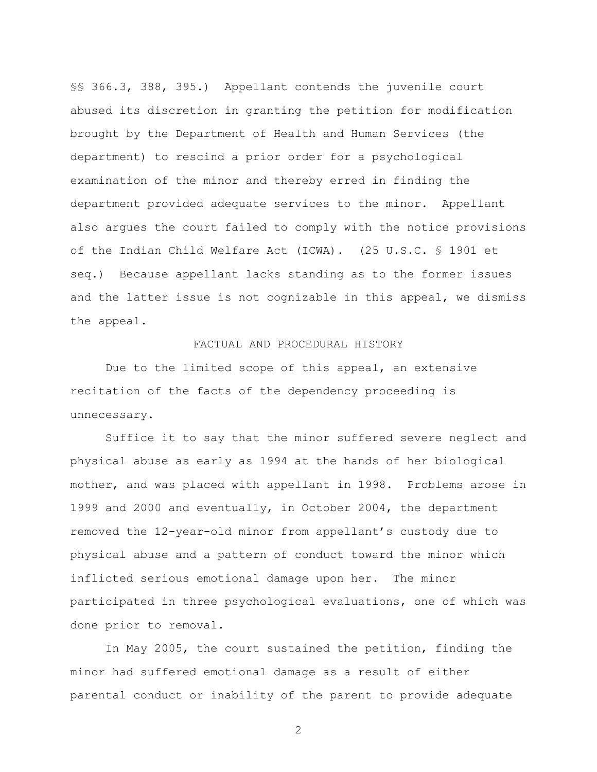§§ 366.3, 388, 395.) Appellant contends the juvenile court abused its discretion in granting the petition for modification brought by the Department of Health and Human Services (the department) to rescind a prior order for a psychological examination of the minor and thereby erred in finding the department provided adequate services to the minor. Appellant also argues the court failed to comply with the notice provisions of the Indian Child Welfare Act (ICWA). (25 U.S.C. § 1901 et seq.) Because appellant lacks standing as to the former issues and the latter issue is not cognizable in this appeal, we dismiss the appeal.

## FACTUAL AND PROCEDURAL HISTORY

Due to the limited scope of this appeal, an extensive recitation of the facts of the dependency proceeding is unnecessary.

Suffice it to say that the minor suffered severe neglect and physical abuse as early as 1994 at the hands of her biological mother, and was placed with appellant in 1998. Problems arose in 1999 and 2000 and eventually, in October 2004, the department removed the 12-year-old minor from appellant's custody due to physical abuse and a pattern of conduct toward the minor which inflicted serious emotional damage upon her. The minor participated in three psychological evaluations, one of which was done prior to removal.

In May 2005, the court sustained the petition, finding the minor had suffered emotional damage as a result of either parental conduct or inability of the parent to provide adequate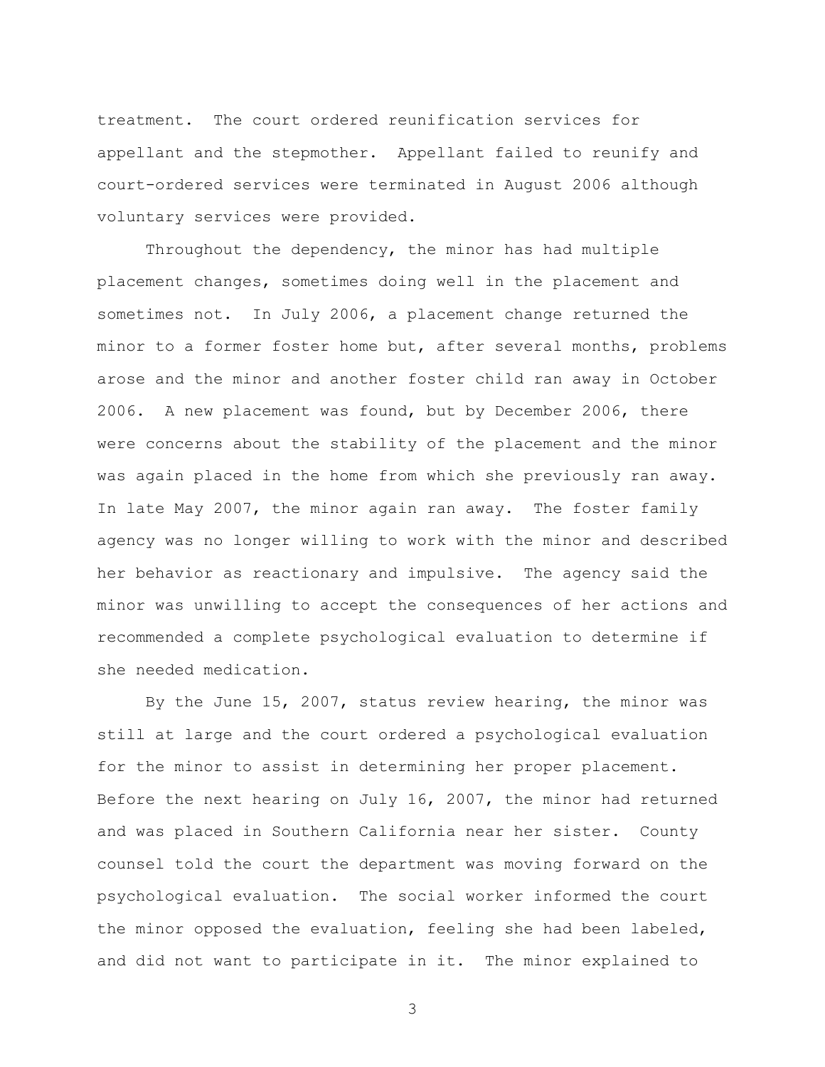treatment. The court ordered reunification services for appellant and the stepmother. Appellant failed to reunify and court-ordered services were terminated in August 2006 although voluntary services were provided.

Throughout the dependency, the minor has had multiple placement changes, sometimes doing well in the placement and sometimes not. In July 2006, a placement change returned the minor to a former foster home but, after several months, problems arose and the minor and another foster child ran away in October 2006. A new placement was found, but by December 2006, there were concerns about the stability of the placement and the minor was again placed in the home from which she previously ran away. In late May 2007, the minor again ran away. The foster family agency was no longer willing to work with the minor and described her behavior as reactionary and impulsive. The agency said the minor was unwilling to accept the consequences of her actions and recommended a complete psychological evaluation to determine if she needed medication.

By the June 15, 2007, status review hearing, the minor was still at large and the court ordered a psychological evaluation for the minor to assist in determining her proper placement. Before the next hearing on July 16, 2007, the minor had returned and was placed in Southern California near her sister. County counsel told the court the department was moving forward on the psychological evaluation. The social worker informed the court the minor opposed the evaluation, feeling she had been labeled, and did not want to participate in it. The minor explained to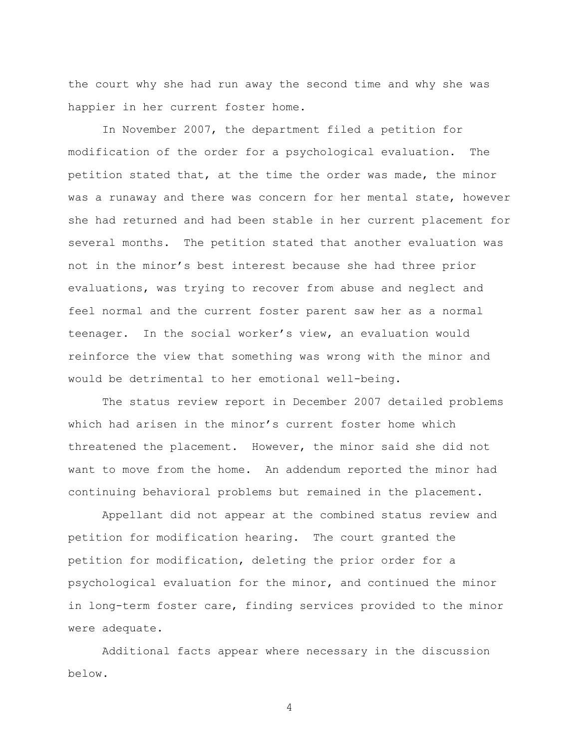the court why she had run away the second time and why she was happier in her current foster home.

In November 2007, the department filed a petition for modification of the order for a psychological evaluation. The petition stated that, at the time the order was made, the minor was a runaway and there was concern for her mental state, however she had returned and had been stable in her current placement for several months. The petition stated that another evaluation was not in the minor's best interest because she had three prior evaluations, was trying to recover from abuse and neglect and feel normal and the current foster parent saw her as a normal teenager. In the social worker's view, an evaluation would reinforce the view that something was wrong with the minor and would be detrimental to her emotional well-being.

The status review report in December 2007 detailed problems which had arisen in the minor's current foster home which threatened the placement. However, the minor said she did not want to move from the home. An addendum reported the minor had continuing behavioral problems but remained in the placement.

Appellant did not appear at the combined status review and petition for modification hearing. The court granted the petition for modification, deleting the prior order for a psychological evaluation for the minor, and continued the minor in long-term foster care, finding services provided to the minor were adequate.

Additional facts appear where necessary in the discussion below.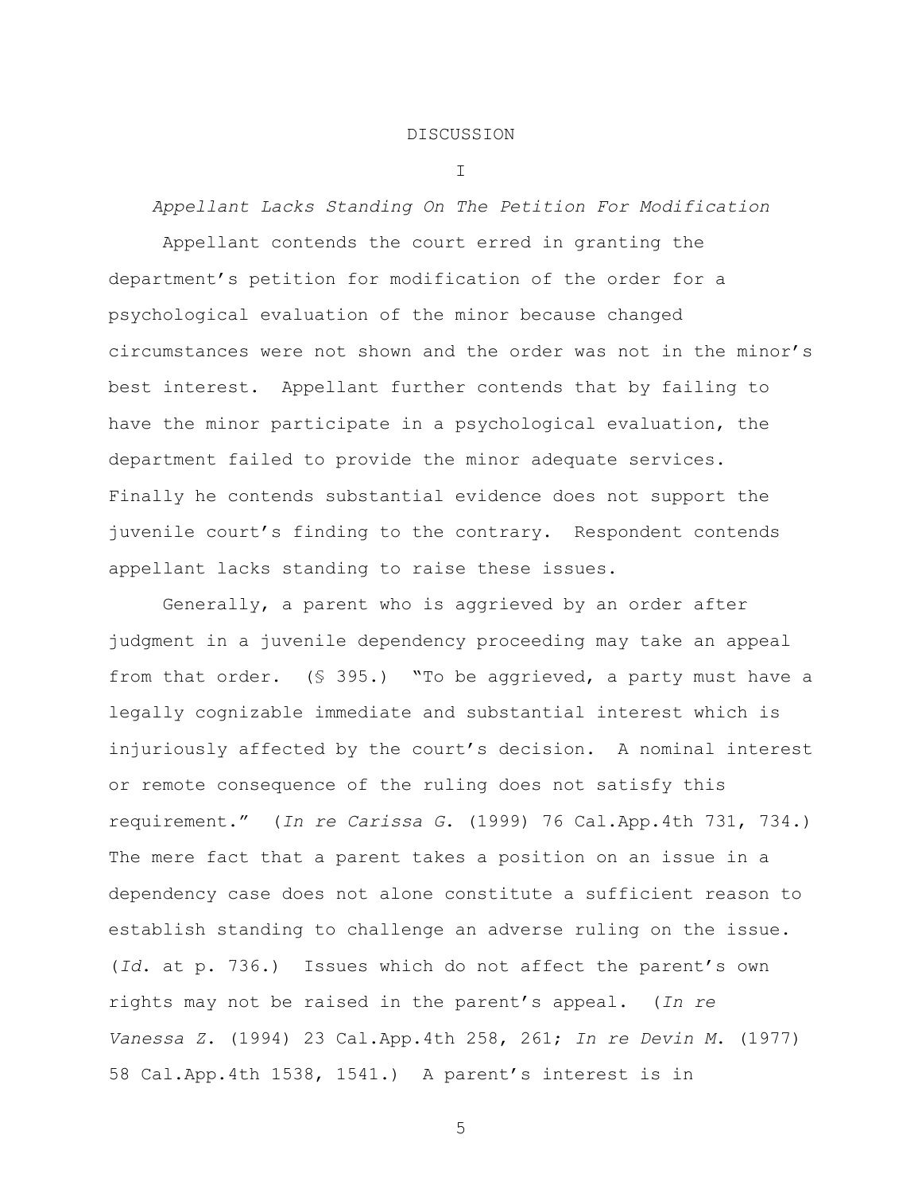## DISCUSSION

### I

*Appellant Lacks Standing On The Petition For Modification*

Appellant contends the court erred in granting the department's petition for modification of the order for a psychological evaluation of the minor because changed circumstances were not shown and the order was not in the minor's best interest. Appellant further contends that by failing to have the minor participate in a psychological evaluation, the department failed to provide the minor adequate services. Finally he contends substantial evidence does not support the juvenile court's finding to the contrary. Respondent contends appellant lacks standing to raise these issues.

Generally, a parent who is aggrieved by an order after judgment in a juvenile dependency proceeding may take an appeal from that order. (§ 395.) "To be aggrieved, a party must have a legally cognizable immediate and substantial interest which is injuriously affected by the court's decision. A nominal interest or remote consequence of the ruling does not satisfy this requirement." (*In re Carissa G.* (1999) 76 Cal.App.4th 731, 734.) The mere fact that a parent takes a position on an issue in a dependency case does not alone constitute a sufficient reason to establish standing to challenge an adverse ruling on the issue. (*Id.* at p. 736.) Issues which do not affect the parent's own rights may not be raised in the parent's appeal. (*In re Vanessa Z.* (1994) 23 Cal.App.4th 258, 261; *In re Devin M.* (1977) 58 Cal.App.4th 1538, 1541.) A parent's interest is in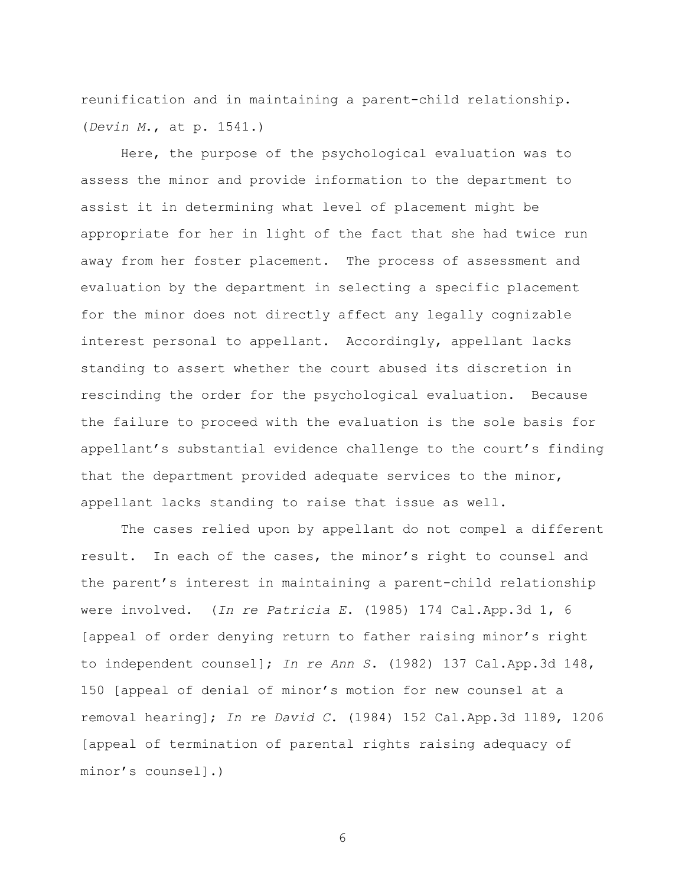reunification and in maintaining a parent-child relationship. (*Devin M.*, at p. 1541.)

Here, the purpose of the psychological evaluation was to assess the minor and provide information to the department to assist it in determining what level of placement might be appropriate for her in light of the fact that she had twice run away from her foster placement. The process of assessment and evaluation by the department in selecting a specific placement for the minor does not directly affect any legally cognizable interest personal to appellant. Accordingly, appellant lacks standing to assert whether the court abused its discretion in rescinding the order for the psychological evaluation. Because the failure to proceed with the evaluation is the sole basis for appellant's substantial evidence challenge to the court's finding that the department provided adequate services to the minor, appellant lacks standing to raise that issue as well.

The cases relied upon by appellant do not compel a different result. In each of the cases, the minor's right to counsel and the parent's interest in maintaining a parent-child relationship were involved. (*In re Patricia E.* (1985) 174 Cal.App.3d 1, 6 [appeal of order denying return to father raising minor's right to independent counsel]; *In re Ann S.* (1982) 137 Cal.App.3d 148, 150 [appeal of denial of minor's motion for new counsel at a removal hearing]; *In re David C.* (1984) 152 Cal.App.3d 1189, 1206 [appeal of termination of parental rights raising adequacy of minor's counsel].)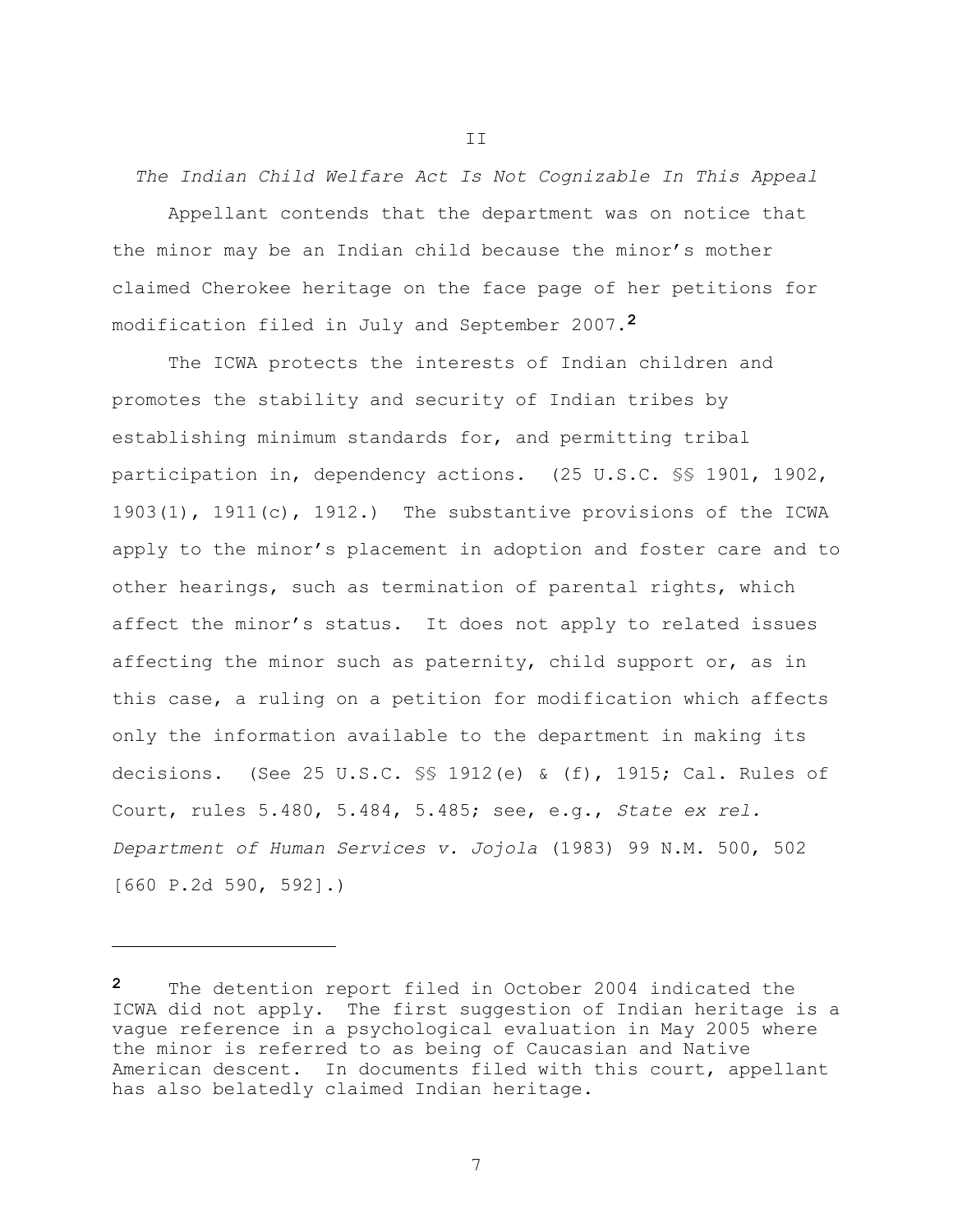## II

*The Indian Child Welfare Act Is Not Cognizable In This Appeal*

Appellant contends that the department was on notice that the minor may be an Indian child because the minor's mother claimed Cherokee heritage on the face page of her petitions for modification filed in July and September 2007.[2]

The ICWA protects the interests of Indian children and promotes the stability and security of Indian tribes by establishing minimum standards for, and permitting tribal participation in, dependency actions. (25 U.S.C. §§ 1901, 1902, 1903(1), 1911(c), 1912.) The substantive provisions of the ICWA apply to the minor's placement in adoption and foster care and to other hearings, such as termination of parental rights, which affect the minor's status. It does not apply to related issues affecting the minor such as paternity, child support or, as in this case, a ruling on a petition for modification which affects only the information available to the department in making its decisions. (See 25 U.S.C. §§ 1912(e) & (f), 1915; Cal. Rules of Court, rules 5.480, 5.484, 5.485; see, e.g., *State ex rel. Department of Human Services v. Jojola* (1983) 99 N.M. 500, 502 [660 P.2d 590, 592].)

---

[2] The detention report filed in October 2004 indicated the ICWA did not apply. The first suggestion of Indian heritage is a vague reference in a psychological evaluation in May 2005 where the minor is referred to as being of Caucasian and Native American descent. In documents filed with this court, appellant has also belatedly claimed Indian heritage.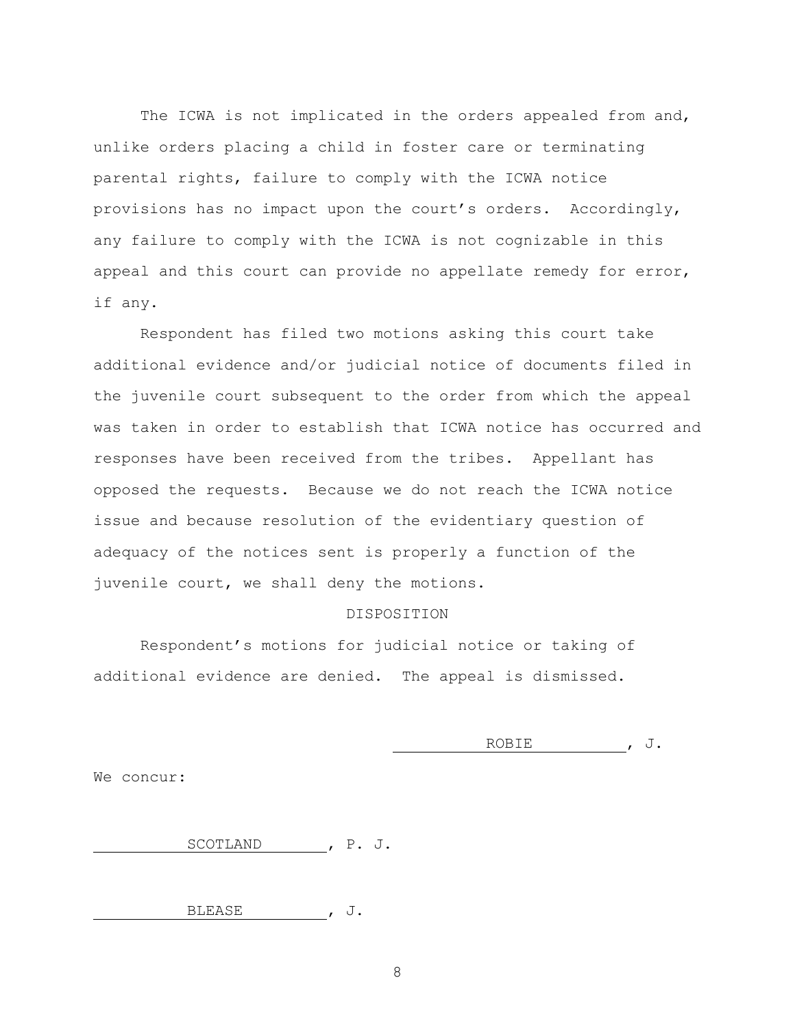The ICWA is not implicated in the orders appealed from and, unlike orders placing a child in foster care or terminating parental rights, failure to comply with the ICWA notice provisions has no impact upon the court's orders. Accordingly, any failure to comply with the ICWA is not cognizable in this appeal and this court can provide no appellate remedy for error, if any.

Respondent has filed two motions asking this court take additional evidence and/or judicial notice of documents filed in the juvenile court subsequent to the order from which the appeal was taken in order to establish that ICWA notice has occurred and responses have been received from the tribes. Appellant has opposed the requests. Because we do not reach the ICWA notice issue and because resolution of the evidentiary question of adequacy of the notices sent is properly a function of the juvenile court, we shall deny the motions.

## DISPOSITION

Respondent's motions for judicial notice or taking of additional evidence are denied. The appeal is dismissed.

ROBIE, J.

We concur:

SCOTLAND, P. J.

BLEASE, J.